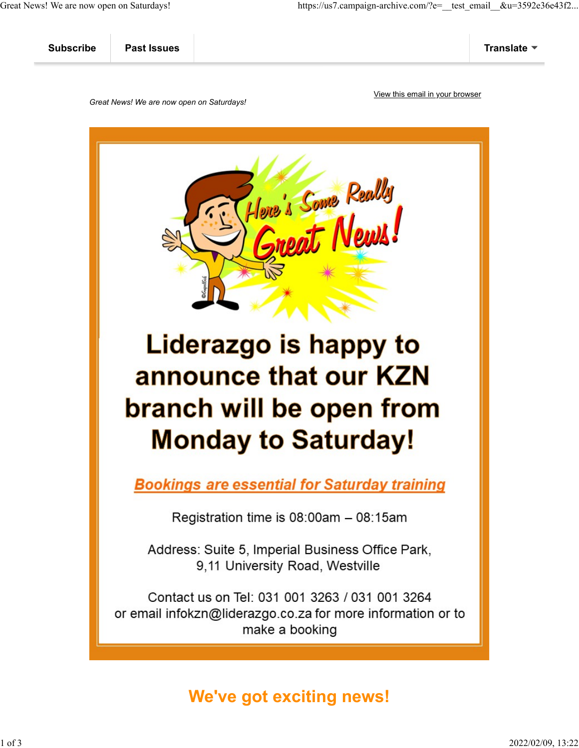Subscribe | Past Issues | Translate

*Great News! We are now open on Saturdays!*

View this email in your browser

# Liderazgo is happy to announce that our KZN branch will be open from Monday to Saturday!

***Bookings are essential for Saturday training***

Registration time is 08:00am – 08:15am

Address: Suite 5, Imperial Business Office Park,
9,11 University Road, Westville

Contact us on Tel: 031 001 3263 / 031 001 3264
or email infokzn@liderazgo.co.za for more information or to make a booking

## We've got exciting news!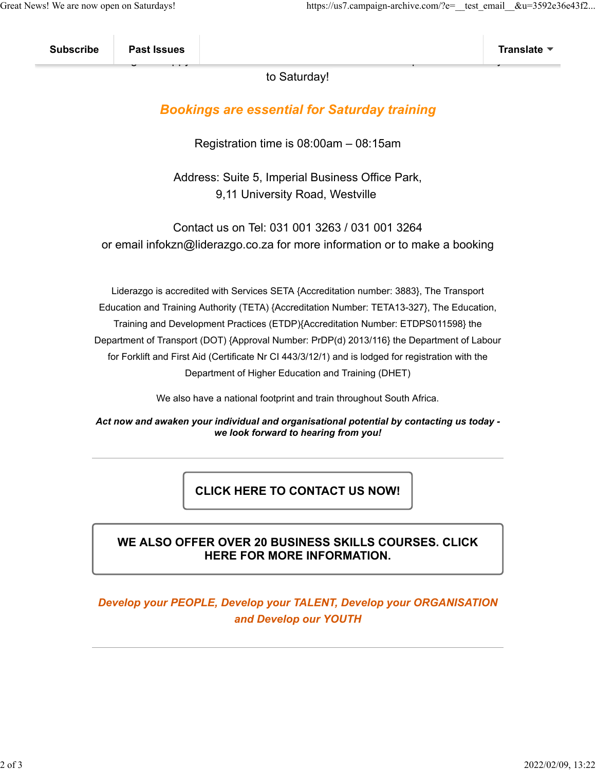to Saturday!

***Bookings are essential for Saturday training***

Registration time is 08:00am – 08:15am

Address: Suite 5, Imperial Business Office Park,
9,11 University Road, Westville

Contact us on Tel: 031 001 3263 / 031 001 3264
or email infokzn@liderazgo.co.za for more information or to make a booking

Liderazgo is accredited with Services SETA {Accreditation number: 3883}, The Transport Education and Training Authority (TETA) {Accreditation Number: TETA13-327}, The Education, Training and Development Practices (ETDP){Accreditation Number: ETDPS011598} the Department of Transport (DOT) {Approval Number: PrDP(d) 2013/116} the Department of Labour for Forklift and First Aid (Certificate Nr CI 443/3/12/1) and is lodged for registration with the Department of Higher Education and Training (DHET)

We also have a national footprint and train throughout South Africa.

***Act now and awaken your individual and organisational potential by contacting us today - we look forward to hearing from you!***

---

**CLICK HERE TO CONTACT US NOW!**

**WE ALSO OFFER OVER 20 BUSINESS SKILLS COURSES. CLICK HERE FOR MORE INFORMATION.**

***Develop your PEOPLE, Develop your TALENT, Develop your ORGANISATION and Develop our YOUTH***

---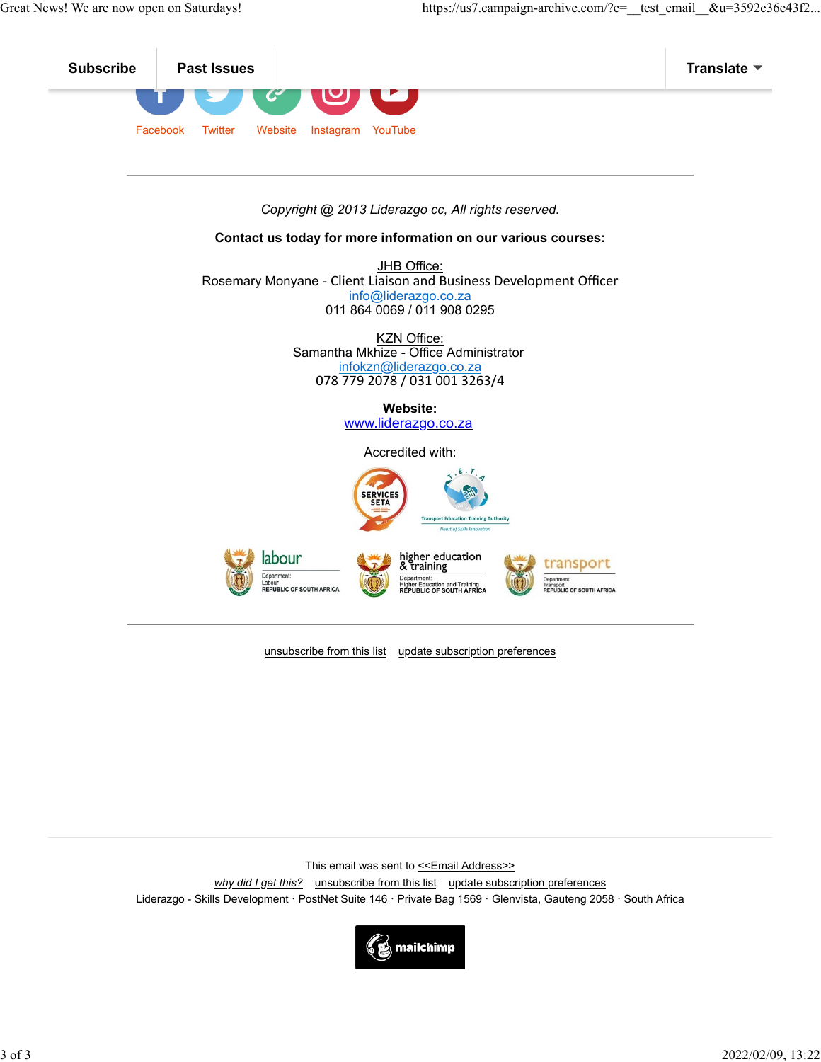Subscribe | Past Issues | Translate

Facebook Twitter Website Instagram YouTube

---

*Copyright @ 2013 Liderazgo cc, All rights reserved.*

**Contact us today for more information on our various courses:**

JHB Office:
Rosemary Monyane - Client Liaison and Business Development Officer
info@liderazgo.co.za
011 864 0069 / 011 908 0295

KZN Office:
Samantha Mkhize - Office Administrator
infokzn@liderazgo.co.za
078 779 2078 / 031 001 3263/4

**Website:**
www.liderazgo.co.za

Accredited with:

SERVICES SETA

T.E.T.A Transport Education Training Authority
Heart of Skills Innovation

labour
Department: Labour
REPUBLIC OF SOUTH AFRICA

higher education & training
Department: Higher Education and Training
REPUBLIC OF SOUTH AFRICA

transport
Department: Transport
REPUBLIC OF SOUTH AFRICA

---

unsubscribe from this list update subscription preferences

This email was sent to <<Email Address>>

*why did I get this?* unsubscribe from this list update subscription preferences

Liderazgo - Skills Development · PostNet Suite 146 · Private Bag 1569 · Glenvista, Gauteng 2058 · South Africa

mailchimp